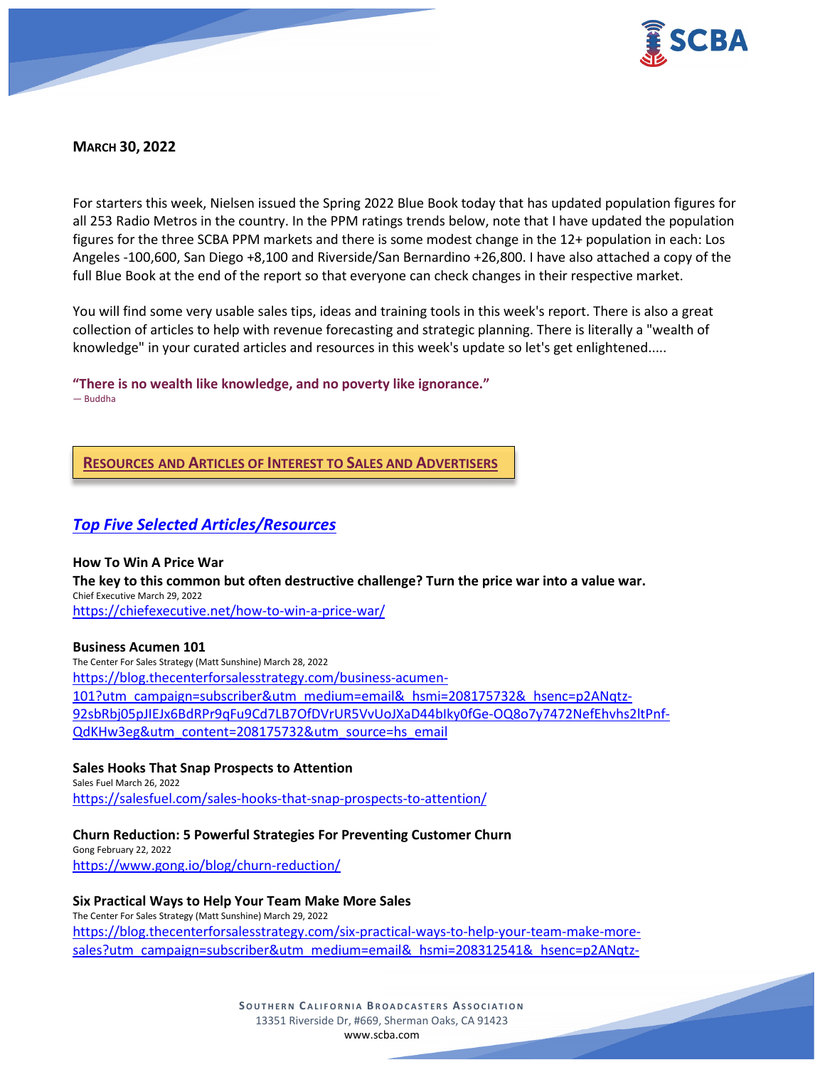**MARCH 30, 2022**

For starters this week, Nielsen issued the Spring 2022 Blue Book today that has updated population figures for all 253 Radio Metros in the country. In the PPM ratings trends below, note that I have updated the population figures for the three SCBA PPM markets and there is some modest change in the 12+ population in each: Los Angeles -100,600, San Diego +8,100 and Riverside/San Bernardino +26,800. I have also attached a copy of the full Blue Book at the end of the report so that everyone can check changes in their respective market.

You will find some very usable sales tips, ideas and training tools in this week's report. There is also a great collection of articles to help with revenue forecasting and strategic planning. There is literally a "wealth of knowledge" in your curated articles and resources in this week's update so let's get enlightened.....

**"There is no wealth like knowledge, and no poverty like ignorance."**
— Buddha

## RESOURCES AND ARTICLES OF INTEREST TO SALES AND ADVERTISERS

### *Top Five Selected Articles/Resources*

**How To Win A Price War**
**The key to this common but often destructive challenge? Turn the price war into a value war.**
Chief Executive March 29, 2022
https://chiefexecutive.net/how-to-win-a-price-war/

**Business Acumen 101**
The Center For Sales Strategy (Matt Sunshine) March 28, 2022
https://blog.thecenterforsalesstrategy.com/business-acumen-101?utm_campaign=subscriber&utm_medium=email&_hsmi=208175732&_hsenc=p2ANqtz-92sbRbj05pJIEJx6BdRPr9qFu9Cd7LB7OfDVrUR5VvUoJXaD44bIky0fGe-OQ8o7y7472NefEhvhs2ltPnf-QdKHw3eg&utm_content=208175732&utm_source=hs_email

**Sales Hooks That Snap Prospects to Attention**
Sales Fuel March 26, 2022
https://salesfuel.com/sales-hooks-that-snap-prospects-to-attention/

**Churn Reduction: 5 Powerful Strategies For Preventing Customer Churn**
Gong February 22, 2022
https://www.gong.io/blog/churn-reduction/

**Six Practical Ways to Help Your Team Make More Sales**
The Center For Sales Strategy (Matt Sunshine) March 29, 2022
https://blog.thecenterforsalesstrategy.com/six-practical-ways-to-help-your-team-make-more-sales?utm_campaign=subscriber&utm_medium=email&_hsmi=208312541&_hsenc=p2ANqtz-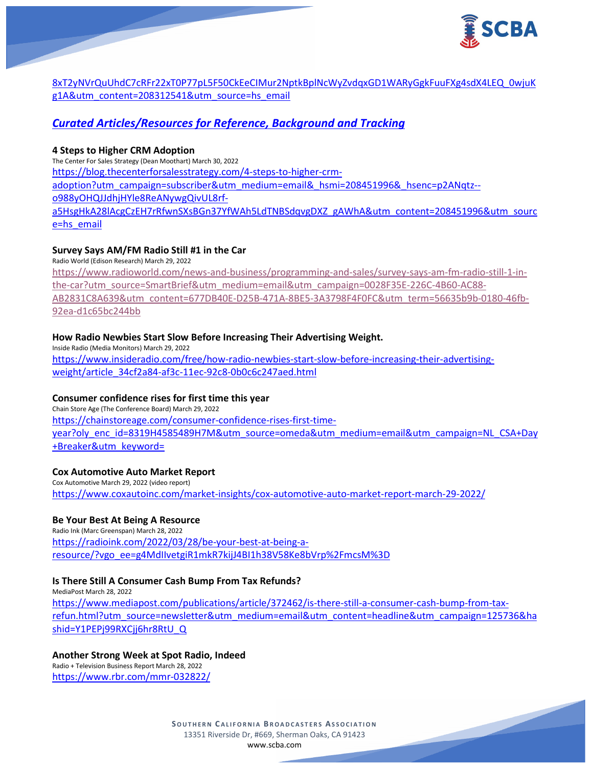8xT2yNVrQuUhdC7cRFr22xT0P77pL5F50CkEeCIMur2NptkBplNcWyZvdqxGD1WARyGgkFuuFXg4sdX4LEQ_0wjuKg1A&utm_content=208312541&utm_source=hs_email

## *Curated Articles/Resources for Reference, Background and Tracking*

**4 Steps to Higher CRM Adoption**
The Center For Sales Strategy (Dean Moothart) March 30, 2022
https://blog.thecenterforsalesstrategy.com/4-steps-to-higher-crm-adoption?utm_campaign=subscriber&utm_medium=email&_hsmi=208451996&_hsenc=p2ANqtz--o988yOHQJJdhjHYle8ReANywgQivUL8rf-a5HsgHkA28lAcgCzEH7rRfwnSXsBGn37YfWAh5LdTNBSdqvgDXZ_gAWhA&utm_content=208451996&utm_source=hs_email

**Survey Says AM/FM Radio Still #1 in the Car**
Radio World (Edison Research) March 29, 2022
https://www.radioworld.com/news-and-business/programming-and-sales/survey-says-am-fm-radio-still-1-in-the-car?utm_source=SmartBrief&utm_medium=email&utm_campaign=0028F35E-226C-4B60-AC88-AB2831C8A639&utm_content=677DB40E-D25B-471A-8BE5-3A3798F4F0FC&utm_term=56635b9b-0180-46fb-92ea-d1c65bc244bb

**How Radio Newbies Start Slow Before Increasing Their Advertising Weight.**
Inside Radio (Media Monitors) March 29, 2022
https://www.insideradio.com/free/how-radio-newbies-start-slow-before-increasing-their-advertising-weight/article_34cf2a84-af3c-11ec-92c8-0b0c6c247aed.html

**Consumer confidence rises for first time this year**
Chain Store Age (The Conference Board) March 29, 2022
https://chainstoreage.com/consumer-confidence-rises-first-time-year?oly_enc_id=8319H4585489H7M&utm_source=omeda&utm_medium=email&utm_campaign=NL_CSA+Day+Breaker&utm_keyword=

**Cox Automotive Auto Market Report**
Cox Automotive March 29, 2022 (video report)
https://www.coxautoinc.com/market-insights/cox-automotive-auto-market-report-march-29-2022/

**Be Your Best At Being A Resource**
Radio Ink (Marc Greenspan) March 28, 2022
https://radioink.com/2022/03/28/be-your-best-at-being-a-resource/?vgo_ee=g4MdIlvetgiR1mkR7kijJ4BI1h38V58Ke8bVrp%2FmcsM%3D

**Is There Still A Consumer Cash Bump From Tax Refunds?**
MediaPost March 28, 2022
https://www.mediapost.com/publications/article/372462/is-there-still-a-consumer-cash-bump-from-tax-refun.html?utm_source=newsletter&utm_medium=email&utm_content=headline&utm_campaign=125736&hashid=Y1PEPj99RXCjj6hr8RtU_Q

**Another Strong Week at Spot Radio, Indeed**
Radio + Television Business Report March 28, 2022
https://www.rbr.com/mmr-032822/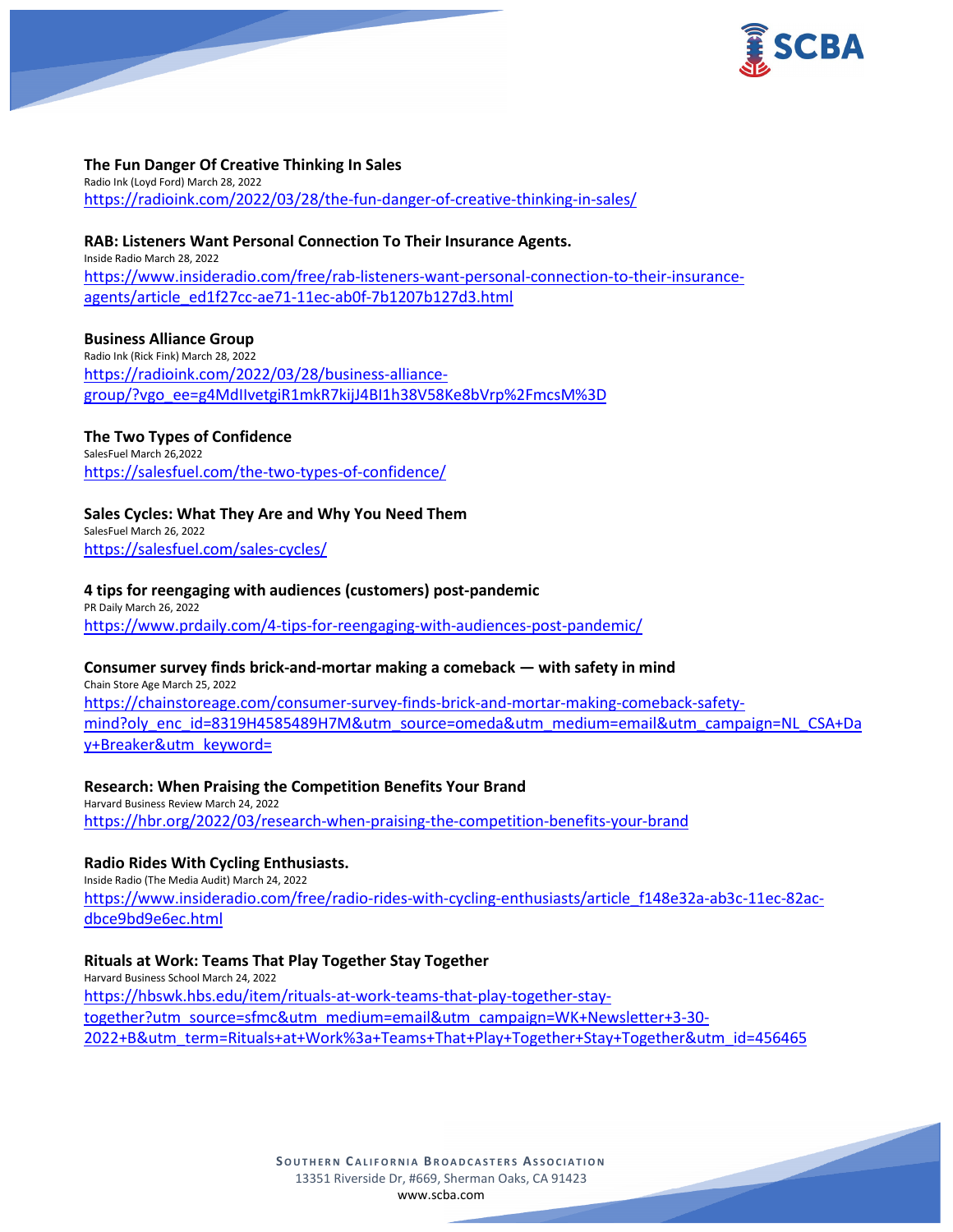**The Fun Danger Of Creative Thinking In Sales**
Radio Ink (Loyd Ford) March 28, 2022
https://radioink.com/2022/03/28/the-fun-danger-of-creative-thinking-in-sales/

**RAB: Listeners Want Personal Connection To Their Insurance Agents.**
Inside Radio March 28, 2022
https://www.insideradio.com/free/rab-listeners-want-personal-connection-to-their-insurance-agents/article_ed1f27cc-ae71-11ec-ab0f-7b1207b127d3.html

**Business Alliance Group**
Radio Ink (Rick Fink) March 28, 2022
https://radioink.com/2022/03/28/business-alliance-group/?vgo_ee=g4MdIlvetgiR1mkR7kijJ4BI1h38V58Ke8bVrp%2FmcsM%3D

**The Two Types of Confidence**
SalesFuel March 26,2022
https://salesfuel.com/the-two-types-of-confidence/

**Sales Cycles: What They Are and Why You Need Them**
SalesFuel March 26, 2022
https://salesfuel.com/sales-cycles/

**4 tips for reengaging with audiences (customers) post-pandemic**
PR Daily March 26, 2022
https://www.prdaily.com/4-tips-for-reengaging-with-audiences-post-pandemic/

**Consumer survey finds brick-and-mortar making a comeback — with safety in mind**
Chain Store Age March 25, 2022
https://chainstoreage.com/consumer-survey-finds-brick-and-mortar-making-comeback-safety-mind?oly_enc_id=8319H4585489H7M&utm_source=omeda&utm_medium=email&utm_campaign=NL_CSA+Day+Breaker&utm_keyword=

**Research: When Praising the Competition Benefits Your Brand**
Harvard Business Review March 24, 2022
https://hbr.org/2022/03/research-when-praising-the-competition-benefits-your-brand

**Radio Rides With Cycling Enthusiasts.**
Inside Radio (The Media Audit) March 24, 2022
https://www.insideradio.com/free/radio-rides-with-cycling-enthusiasts/article_f148e32a-ab3c-11ec-82ac-dbce9bd9e6ec.html

**Rituals at Work: Teams That Play Together Stay Together**
Harvard Business School March 24, 2022
https://hbswk.hbs.edu/item/rituals-at-work-teams-that-play-together-stay-together?utm_source=sfmc&utm_medium=email&utm_campaign=WK+Newsletter+3-30-2022+B&utm_term=Rituals+at+Work%3a+Teams+That+Play+Together+Stay+Together&utm_id=456465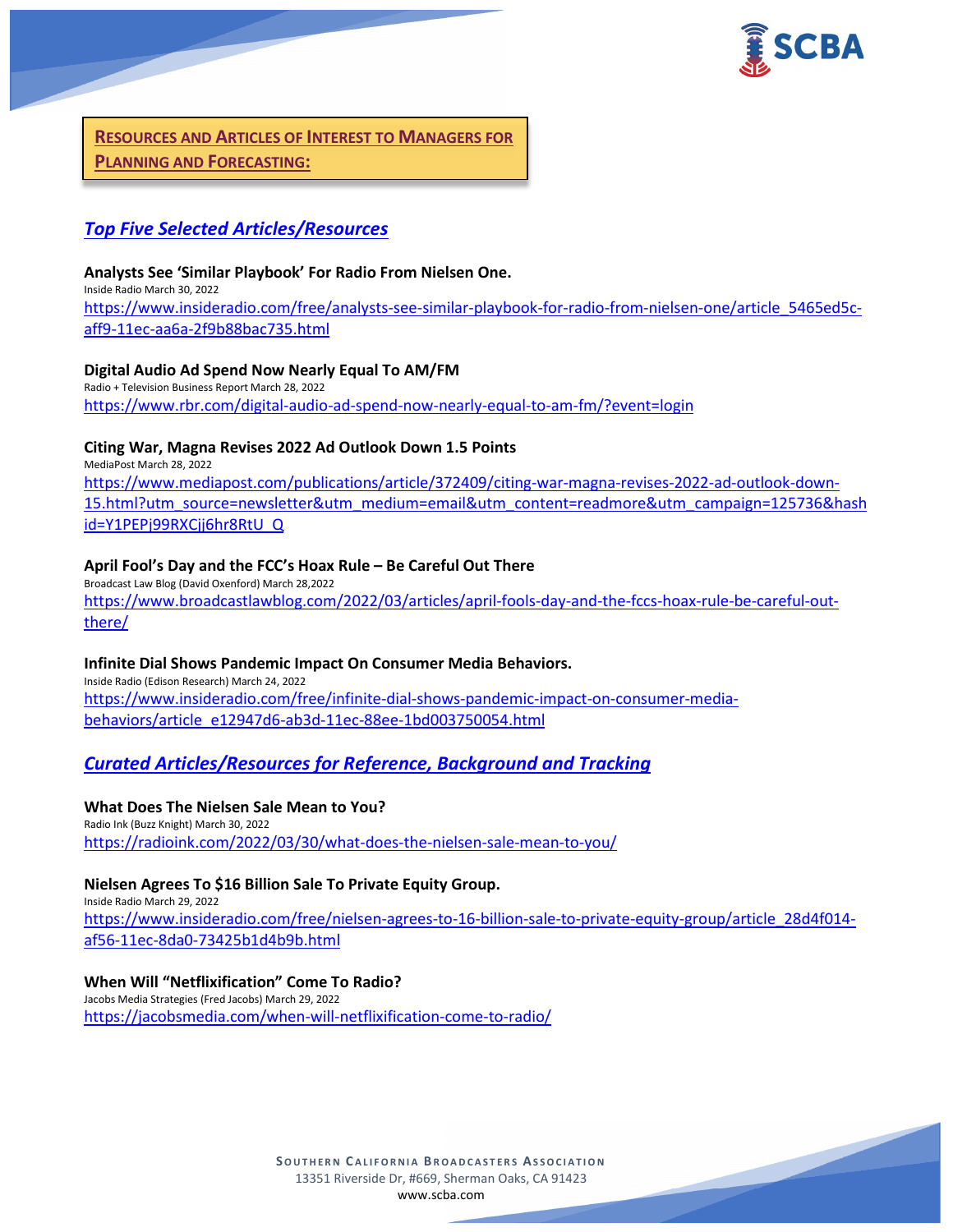## Resources and Articles of Interest to Managers for Planning and Forecasting:

### *Top Five Selected Articles/Resources*

**Analysts See 'Similar Playbook' For Radio From Nielsen One.**
Inside Radio March 30, 2022
https://www.insideradio.com/free/analysts-see-similar-playbook-for-radio-from-nielsen-one/article_5465ed5c-aff9-11ec-aa6a-2f9b88bac735.html

**Digital Audio Ad Spend Now Nearly Equal To AM/FM**
Radio + Television Business Report March 28, 2022
https://www.rbr.com/digital-audio-ad-spend-now-nearly-equal-to-am-fm/?event=login

**Citing War, Magna Revises 2022 Ad Outlook Down 1.5 Points**
MediaPost March 28, 2022
https://www.mediapost.com/publications/article/372409/citing-war-magna-revises-2022-ad-outlook-down-15.html?utm_source=newsletter&utm_medium=email&utm_content=readmore&utm_campaign=125736&hashid=Y1PEPj99RXCjj6hr8RtU_Q

**April Fool's Day and the FCC's Hoax Rule – Be Careful Out There**
Broadcast Law Blog (David Oxenford) March 28,2022
https://www.broadcastlawblog.com/2022/03/articles/april-fools-day-and-the-fccs-hoax-rule-be-careful-out-there/

**Infinite Dial Shows Pandemic Impact On Consumer Media Behaviors.**
Inside Radio (Edison Research) March 24, 2022
https://www.insideradio.com/free/infinite-dial-shows-pandemic-impact-on-consumer-media-behaviors/article_e12947d6-ab3d-11ec-88ee-1bd003750054.html

### *Curated Articles/Resources for Reference, Background and Tracking*

**What Does The Nielsen Sale Mean to You?**
Radio Ink (Buzz Knight) March 30, 2022
https://radioink.com/2022/03/30/what-does-the-nielsen-sale-mean-to-you/

**Nielsen Agrees To $16 Billion Sale To Private Equity Group.**
Inside Radio March 29, 2022
https://www.insideradio.com/free/nielsen-agrees-to-16-billion-sale-to-private-equity-group/article_28d4f014-af56-11ec-8da0-73425b1d4b9b.html

**When Will "Netflixification" Come To Radio?**
Jacobs Media Strategies (Fred Jacobs) March 29, 2022
https://jacobsmedia.com/when-will-netflixification-come-to-radio/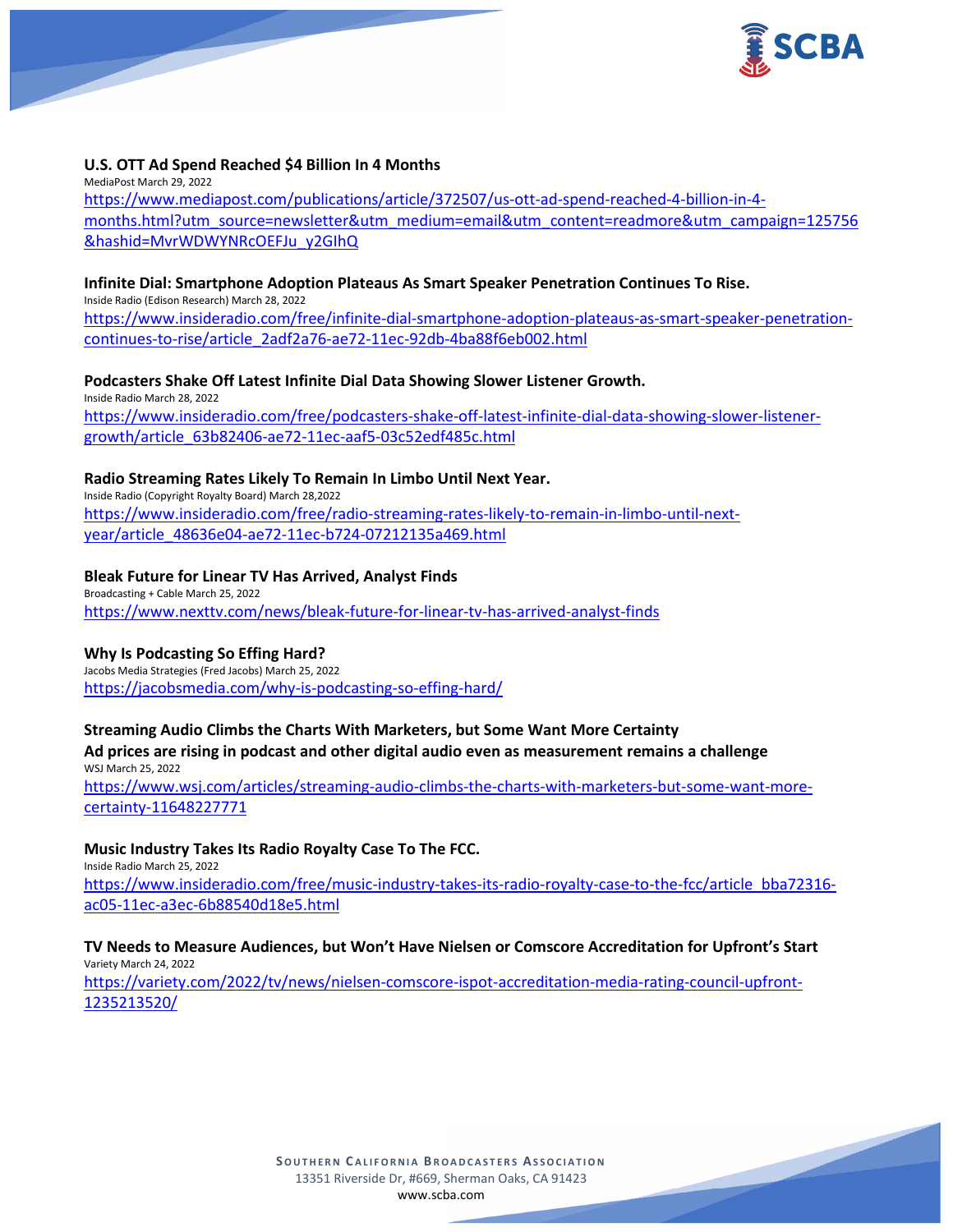**U.S. OTT Ad Spend Reached $4 Billion In 4 Months**

MediaPost March 29, 2022

https://www.mediapost.com/publications/article/372507/us-ott-ad-spend-reached-4-billion-in-4-months.html?utm_source=newsletter&utm_medium=email&utm_content=readmore&utm_campaign=125756&hashid=MvrWDWYNRcOEFJu_y2GIhQ

**Infinite Dial: Smartphone Adoption Plateaus As Smart Speaker Penetration Continues To Rise.**

Inside Radio (Edison Research) March 28, 2022

https://www.insideradio.com/free/infinite-dial-smartphone-adoption-plateaus-as-smart-speaker-penetration-continues-to-rise/article_2adf2a76-ae72-11ec-92db-4ba88f6eb002.html

**Podcasters Shake Off Latest Infinite Dial Data Showing Slower Listener Growth.**

Inside Radio March 28, 2022

https://www.insideradio.com/free/podcasters-shake-off-latest-infinite-dial-data-showing-slower-listener-growth/article_63b82406-ae72-11ec-aaf5-03c52edf485c.html

**Radio Streaming Rates Likely To Remain In Limbo Until Next Year.**

Inside Radio (Copyright Royalty Board) March 28,2022

https://www.insideradio.com/free/radio-streaming-rates-likely-to-remain-in-limbo-until-next-year/article_48636e04-ae72-11ec-b724-07212135a469.html

**Bleak Future for Linear TV Has Arrived, Analyst Finds**

Broadcasting + Cable March 25, 2022

https://www.nexttv.com/news/bleak-future-for-linear-tv-has-arrived-analyst-finds

**Why Is Podcasting So Effing Hard?**

Jacobs Media Strategies (Fred Jacobs) March 25, 2022

https://jacobsmedia.com/why-is-podcasting-so-effing-hard/

**Streaming Audio Climbs the Charts With Marketers, but Some Want More Certainty**
**Ad prices are rising in podcast and other digital audio even as measurement remains a challenge**

WSJ March 25, 2022

https://www.wsj.com/articles/streaming-audio-climbs-the-charts-with-marketers-but-some-want-more-certainty-11648227771

**Music Industry Takes Its Radio Royalty Case To The FCC.**

Inside Radio March 25, 2022

https://www.insideradio.com/free/music-industry-takes-its-radio-royalty-case-to-the-fcc/article_bba72316-ac05-11ec-a3ec-6b88540d18e5.html

**TV Needs to Measure Audiences, but Won't Have Nielsen or Comscore Accreditation for Upfront's Start**

Variety March 24, 2022

https://variety.com/2022/tv/news/nielsen-comscore-ispot-accreditation-media-rating-council-upfront-1235213520/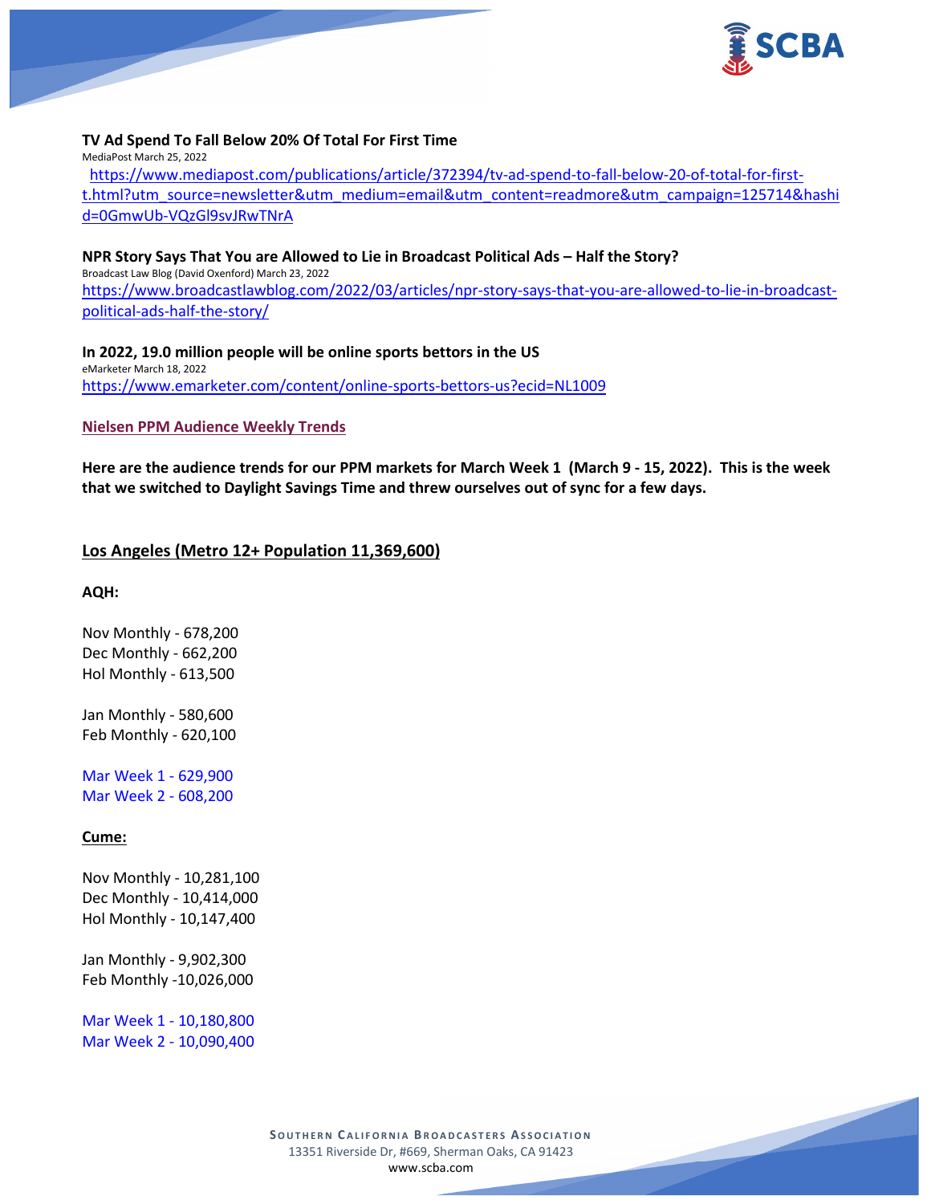**TV Ad Spend To Fall Below 20% Of Total For First Time**
MediaPost March 25, 2022
[https://www.mediapost.com/publications/article/372394/tv-ad-spend-to-fall-below-20-of-total-for-first-t.html?utm_source=newsletter&utm_medium=email&utm_content=readmore&utm_campaign=125714&hashid=0GmwUb-VQzGl9svJRwTNrA](https://www.mediapost.com/publications/article/372394/tv-ad-spend-to-fall-below-20-of-total-for-first-t.html?utm_source=newsletter&utm_medium=email&utm_content=readmore&utm_campaign=125714&hashid=0GmwUb-VQzGl9svJRwTNrA)

**NPR Story Says That You are Allowed to Lie in Broadcast Political Ads – Half the Story?**
Broadcast Law Blog (David Oxenford) March 23, 2022
[https://www.broadcastlawblog.com/2022/03/articles/npr-story-says-that-you-are-allowed-to-lie-in-broadcast-political-ads-half-the-story/](https://www.broadcastlawblog.com/2022/03/articles/npr-story-says-that-you-are-allowed-to-lie-in-broadcast-political-ads-half-the-story/)

**In 2022, 19.0 million people will be online sports bettors in the US**
eMarketer March 18, 2022
[https://www.emarketer.com/content/online-sports-bettors-us?ecid=NL1009](https://www.emarketer.com/content/online-sports-bettors-us?ecid=NL1009)

**Nielsen PPM Audience Weekly Trends**

**Here are the audience trends for our PPM markets for March Week 1 (March 9 - 15, 2022). This is the week that we switched to Daylight Savings Time and threw ourselves out of sync for a few days.**

## Los Angeles (Metro 12+ Population 11,369,600)

**AQH:**

Nov Monthly - 678,200
Dec Monthly - 662,200
Hol Monthly - 613,500

Jan Monthly - 580,600
Feb Monthly - 620,100

Mar Week 1 - 629,900
Mar Week 2 - 608,200

**Cume:**

Nov Monthly - 10,281,100
Dec Monthly - 10,414,000
Hol Monthly - 10,147,400

Jan Monthly - 9,902,300
Feb Monthly -10,026,000

Mar Week 1 - 10,180,800
Mar Week 2 - 10,090,400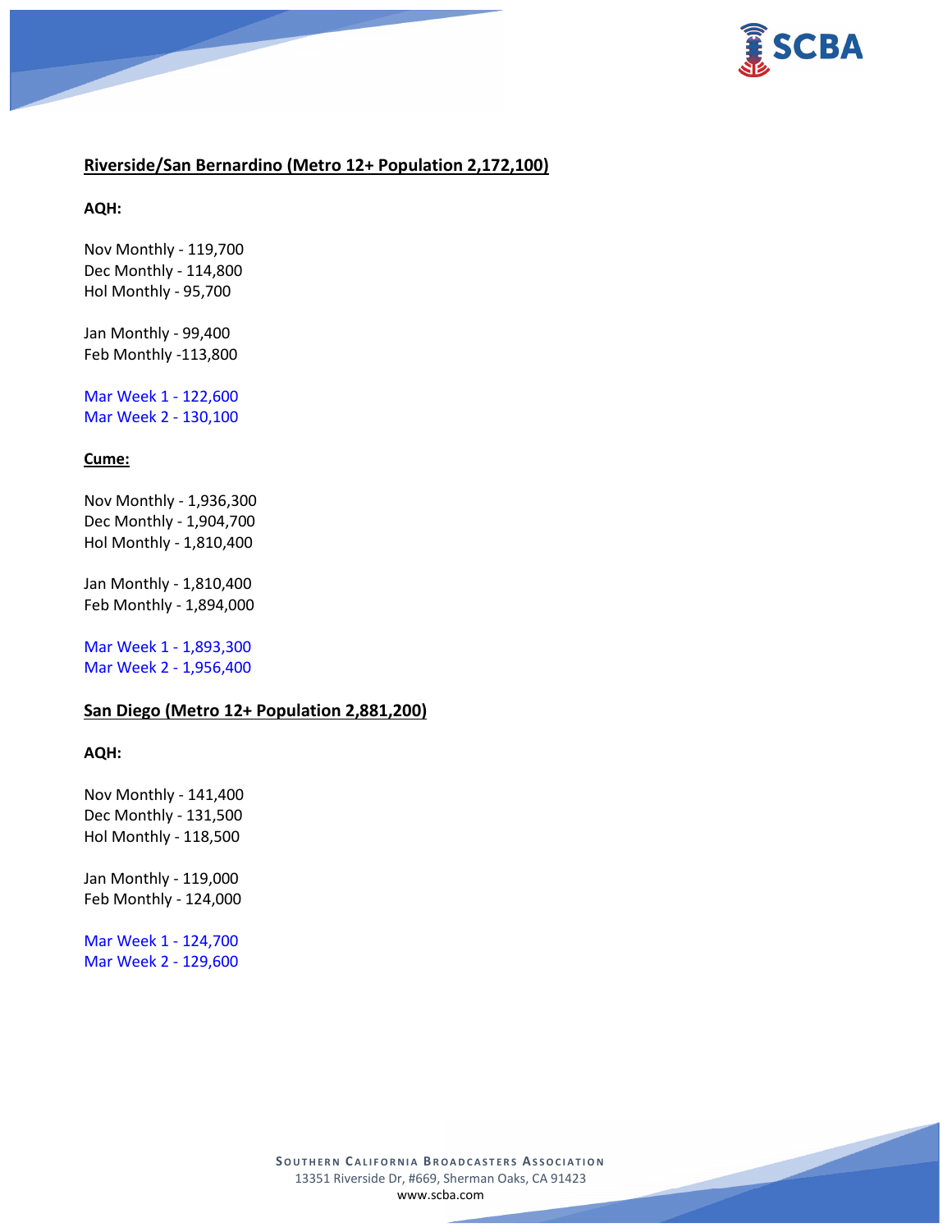## Riverside/San Bernardino (Metro 12+ Population 2,172,100)

**AQH:**

Nov Monthly - 119,700
Dec Monthly - 114,800
Hol Monthly - 95,700

Jan Monthly - 99,400
Feb Monthly -113,800

Mar Week 1 - 122,600
Mar Week 2 - 130,100

**Cume:**

Nov Monthly - 1,936,300
Dec Monthly - 1,904,700
Hol Monthly - 1,810,400

Jan Monthly - 1,810,400
Feb Monthly - 1,894,000

Mar Week 1 - 1,893,300
Mar Week 2 - 1,956,400

## San Diego (Metro 12+ Population 2,881,200)

**AQH:**

Nov Monthly - 141,400
Dec Monthly - 131,500
Hol Monthly - 118,500

Jan Monthly - 119,000
Feb Monthly - 124,000

Mar Week 1 - 124,700
Mar Week 2 - 129,600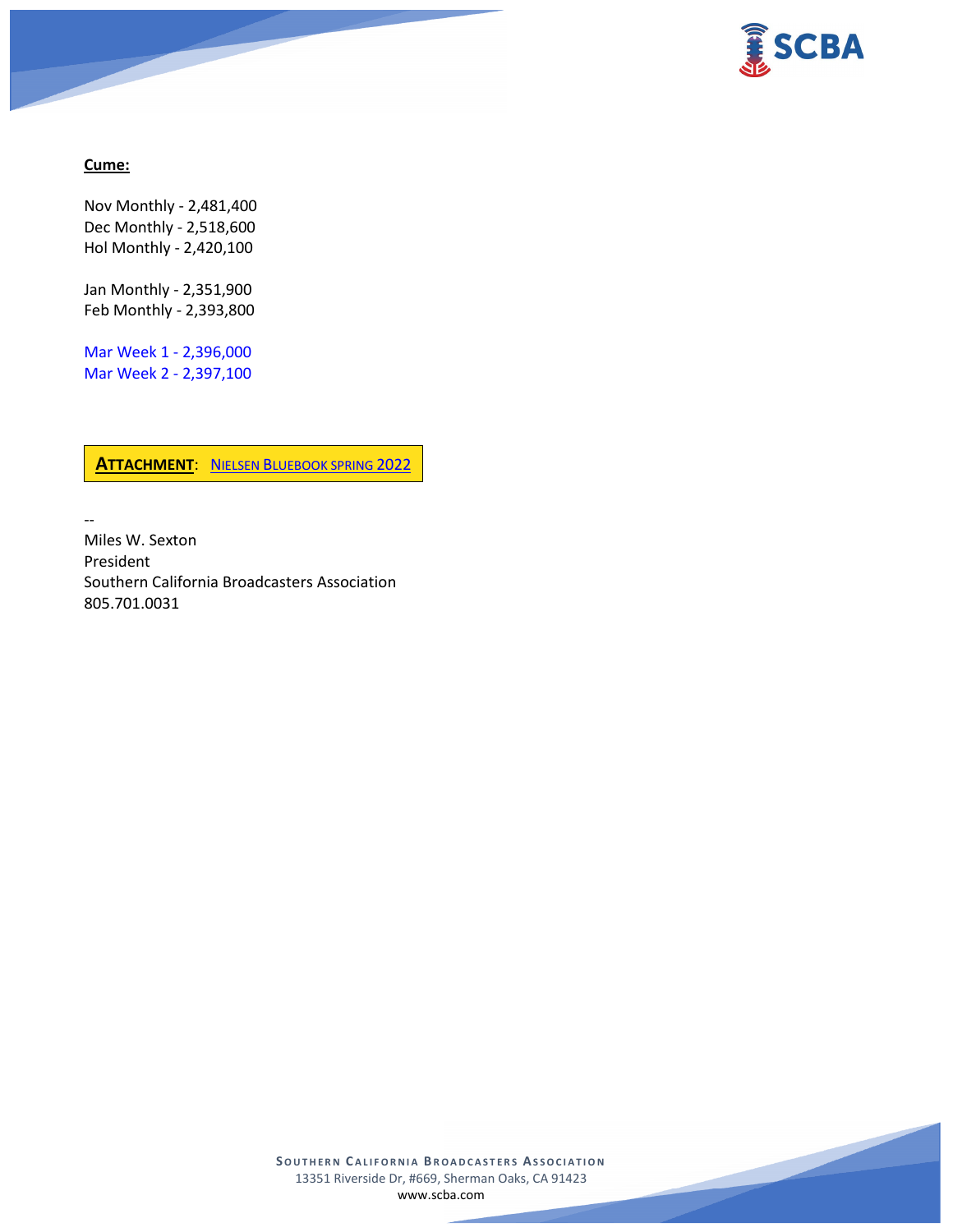**Cume:**

Nov Monthly - 2,481,400
Dec Monthly - 2,518,600
Hol Monthly - 2,420,100

Jan Monthly - 2,351,900
Feb Monthly - 2,393,800

Mar Week 1 - 2,396,000
Mar Week 2 - 2,397,100

**ATTACHMENT**: NIELSEN BLUEBOOK SPRING 2022

--
Miles W. Sexton
President
Southern California Broadcasters Association
805.701.0031